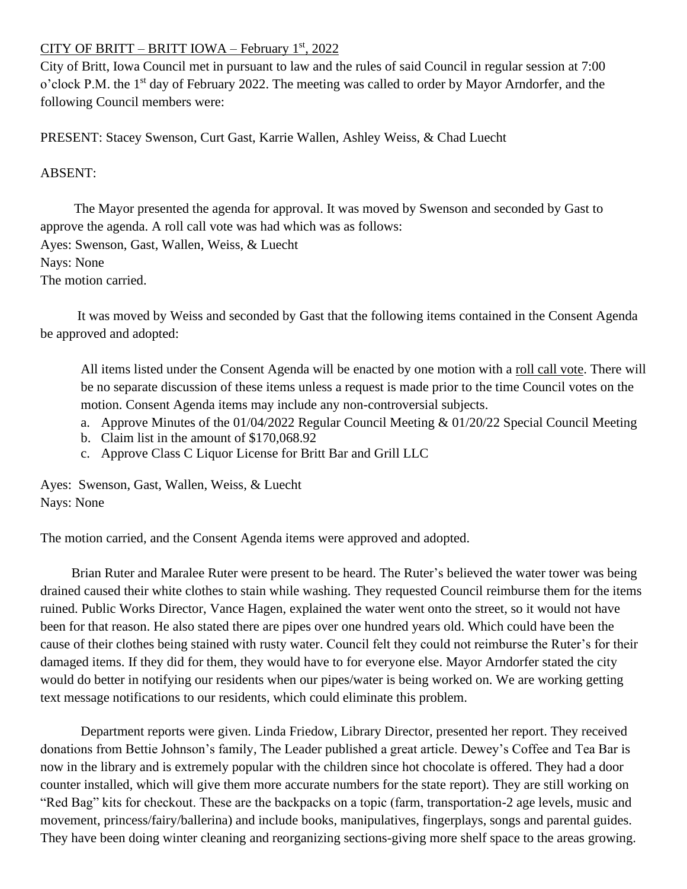CITY OF BRITT – BRITT IOWA – February 1st, 2022

City of Britt, Iowa Council met in pursuant to law and the rules of said Council in regular session at 7:00 o'clock P.M. the 1st day of February 2022. The meeting was called to order by Mayor Arndorfer, and the following Council members were:

PRESENT: Stacey Swenson, Curt Gast, Karrie Wallen, Ashley Weiss, & Chad Luecht

ABSENT:

The Mayor presented the agenda for approval. It was moved by Swenson and seconded by Gast to approve the agenda. A roll call vote was had which was as follows:
Ayes: Swenson, Gast, Wallen, Weiss, & Luecht
Nays: None
The motion carried.

It was moved by Weiss and seconded by Gast that the following items contained in the Consent Agenda be approved and adopted:

> All items listed under the Consent Agenda will be enacted by one motion with a roll call vote. There will be no separate discussion of these items unless a request is made prior to the time Council votes on the motion. Consent Agenda items may include any non-controversial subjects.
>
> a. Approve Minutes of the 01/04/2022 Regular Council Meeting & 01/20/22 Special Council Meeting
> b. Claim list in the amount of $170,068.92
> c. Approve Class C Liquor License for Britt Bar and Grill LLC

Ayes: Swenson, Gast, Wallen, Weiss, & Luecht
Nays: None

The motion carried, and the Consent Agenda items were approved and adopted.

Brian Ruter and Maralee Ruter were present to be heard. The Ruter's believed the water tower was being drained caused their white clothes to stain while washing. They requested Council reimburse them for the items ruined. Public Works Director, Vance Hagen, explained the water went onto the street, so it would not have been for that reason. He also stated there are pipes over one hundred years old. Which could have been the cause of their clothes being stained with rusty water. Council felt they could not reimburse the Ruter's for their damaged items. If they did for them, they would have to for everyone else. Mayor Arndorfer stated the city would do better in notifying our residents when our pipes/water is being worked on. We are working getting text message notifications to our residents, which could eliminate this problem.

Department reports were given. Linda Friedow, Library Director, presented her report. They received donations from Bettie Johnson's family, The Leader published a great article. Dewey's Coffee and Tea Bar is now in the library and is extremely popular with the children since hot chocolate is offered. They had a door counter installed, which will give them more accurate numbers for the state report). They are still working on "Red Bag" kits for checkout. These are the backpacks on a topic (farm, transportation-2 age levels, music and movement, princess/fairy/ballerina) and include books, manipulatives, fingerplays, songs and parental guides. They have been doing winter cleaning and reorganizing sections-giving more shelf space to the areas growing.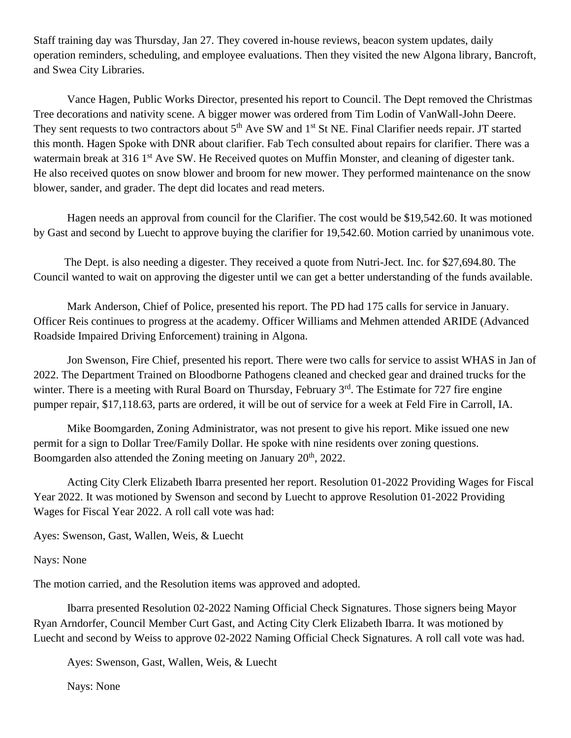Staff training day was Thursday, Jan 27. They covered in-house reviews, beacon system updates, daily operation reminders, scheduling, and employee evaluations. Then they visited the new Algona library, Bancroft, and Swea City Libraries.

Vance Hagen, Public Works Director, presented his report to Council. The Dept removed the Christmas Tree decorations and nativity scene. A bigger mower was ordered from Tim Lodin of VanWall-John Deere. They sent requests to two contractors about 5th Ave SW and 1st St NE. Final Clarifier needs repair. JT started this month. Hagen Spoke with DNR about clarifier. Fab Tech consulted about repairs for clarifier. There was a watermain break at 316 1st Ave SW. He Received quotes on Muffin Monster, and cleaning of digester tank. He also received quotes on snow blower and broom for new mower. They performed maintenance on the snow blower, sander, and grader. The dept did locates and read meters.

Hagen needs an approval from council for the Clarifier. The cost would be $19,542.60. It was motioned by Gast and second by Luecht to approve buying the clarifier for 19,542.60. Motion carried by unanimous vote.

The Dept. is also needing a digester. They received a quote from Nutri-Ject. Inc. for $27,694.80. The Council wanted to wait on approving the digester until we can get a better understanding of the funds available.

Mark Anderson, Chief of Police, presented his report. The PD had 175 calls for service in January. Officer Reis continues to progress at the academy. Officer Williams and Mehmen attended ARIDE (Advanced Roadside Impaired Driving Enforcement) training in Algona.

Jon Swenson, Fire Chief, presented his report. There were two calls for service to assist WHAS in Jan of 2022. The Department Trained on Bloodborne Pathogens cleaned and checked gear and drained trucks for the winter. There is a meeting with Rural Board on Thursday, February 3rd. The Estimate for 727 fire engine pumper repair, $17,118.63, parts are ordered, it will be out of service for a week at Feld Fire in Carroll, IA.

Mike Boomgarden, Zoning Administrator, was not present to give his report. Mike issued one new permit for a sign to Dollar Tree/Family Dollar. He spoke with nine residents over zoning questions. Boomgarden also attended the Zoning meeting on January 20th, 2022.

Acting City Clerk Elizabeth Ibarra presented her report. Resolution 01-2022 Providing Wages for Fiscal Year 2022. It was motioned by Swenson and second by Luecht to approve Resolution 01-2022 Providing Wages for Fiscal Year 2022. A roll call vote was had:

Ayes: Swenson, Gast, Wallen, Weis, & Luecht

Nays: None

The motion carried, and the Resolution items was approved and adopted.

Ibarra presented Resolution 02-2022 Naming Official Check Signatures. Those signers being Mayor Ryan Arndorfer, Council Member Curt Gast, and Acting City Clerk Elizabeth Ibarra. It was motioned by Luecht and second by Weiss to approve 02-2022 Naming Official Check Signatures. A roll call vote was had.

Ayes: Swenson, Gast, Wallen, Weis, & Luecht

Nays: None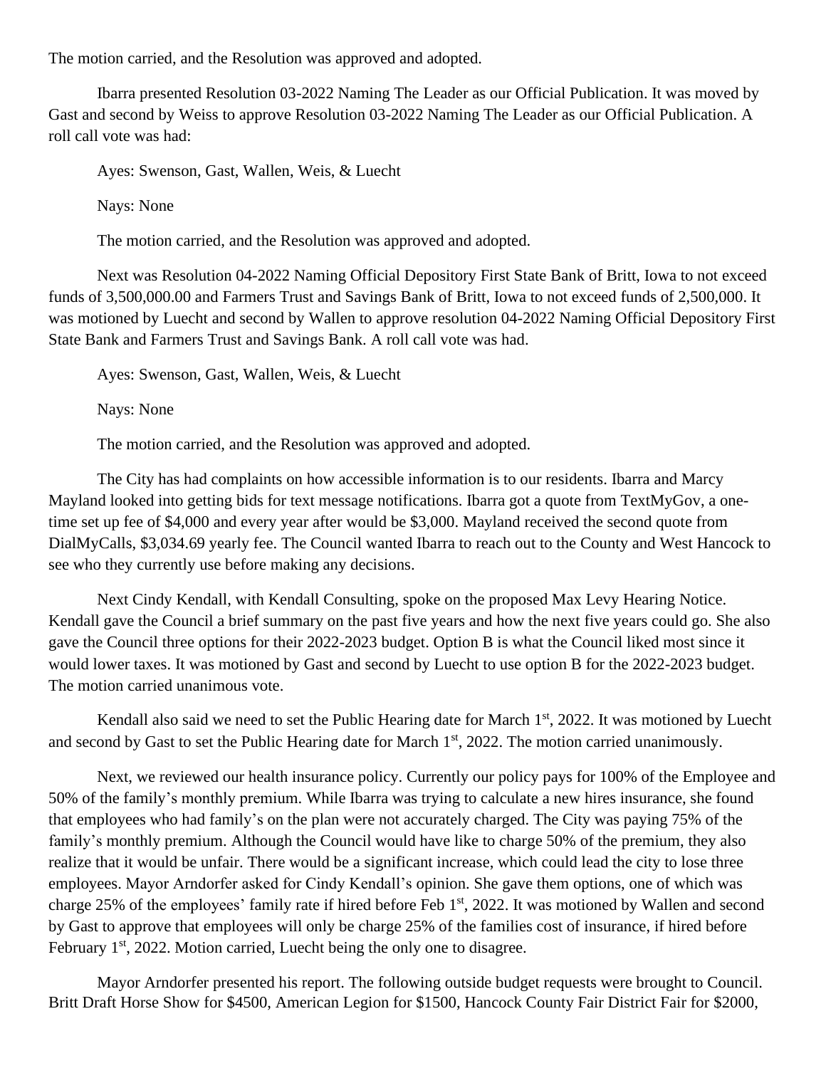The motion carried, and the Resolution was approved and adopted.

Ibarra presented Resolution 03-2022 Naming The Leader as our Official Publication. It was moved by Gast and second by Weiss to approve Resolution 03-2022 Naming The Leader as our Official Publication. A roll call vote was had:

Ayes: Swenson, Gast, Wallen, Weis, & Luecht

Nays: None

The motion carried, and the Resolution was approved and adopted.

Next was Resolution 04-2022 Naming Official Depository First State Bank of Britt, Iowa to not exceed funds of 3,500,000.00 and Farmers Trust and Savings Bank of Britt, Iowa to not exceed funds of 2,500,000. It was motioned by Luecht and second by Wallen to approve resolution 04-2022 Naming Official Depository First State Bank and Farmers Trust and Savings Bank. A roll call vote was had.

Ayes: Swenson, Gast, Wallen, Weis, & Luecht

Nays: None

The motion carried, and the Resolution was approved and adopted.

The City has had complaints on how accessible information is to our residents. Ibarra and Marcy Mayland looked into getting bids for text message notifications. Ibarra got a quote from TextMyGov, a one-time set up fee of $4,000 and every year after would be $3,000. Mayland received the second quote from DialMyCalls, $3,034.69 yearly fee. The Council wanted Ibarra to reach out to the County and West Hancock to see who they currently use before making any decisions.

Next Cindy Kendall, with Kendall Consulting, spoke on the proposed Max Levy Hearing Notice. Kendall gave the Council a brief summary on the past five years and how the next five years could go. She also gave the Council three options for their 2022-2023 budget. Option B is what the Council liked most since it would lower taxes. It was motioned by Gast and second by Luecht to use option B for the 2022-2023 budget. The motion carried unanimous vote.

Kendall also said we need to set the Public Hearing date for March 1st, 2022. It was motioned by Luecht and second by Gast to set the Public Hearing date for March 1st, 2022. The motion carried unanimously.

Next, we reviewed our health insurance policy. Currently our policy pays for 100% of the Employee and 50% of the family's monthly premium. While Ibarra was trying to calculate a new hires insurance, she found that employees who had family's on the plan were not accurately charged. The City was paying 75% of the family's monthly premium. Although the Council would have like to charge 50% of the premium, they also realize that it would be unfair. There would be a significant increase, which could lead the city to lose three employees. Mayor Arndorfer asked for Cindy Kendall's opinion. She gave them options, one of which was charge 25% of the employees' family rate if hired before Feb 1st, 2022. It was motioned by Wallen and second by Gast to approve that employees will only be charge 25% of the families cost of insurance, if hired before February 1st, 2022. Motion carried, Luecht being the only one to disagree.

Mayor Arndorfer presented his report. The following outside budget requests were brought to Council. Britt Draft Horse Show for $4500, American Legion for $1500, Hancock County Fair District Fair for $2000,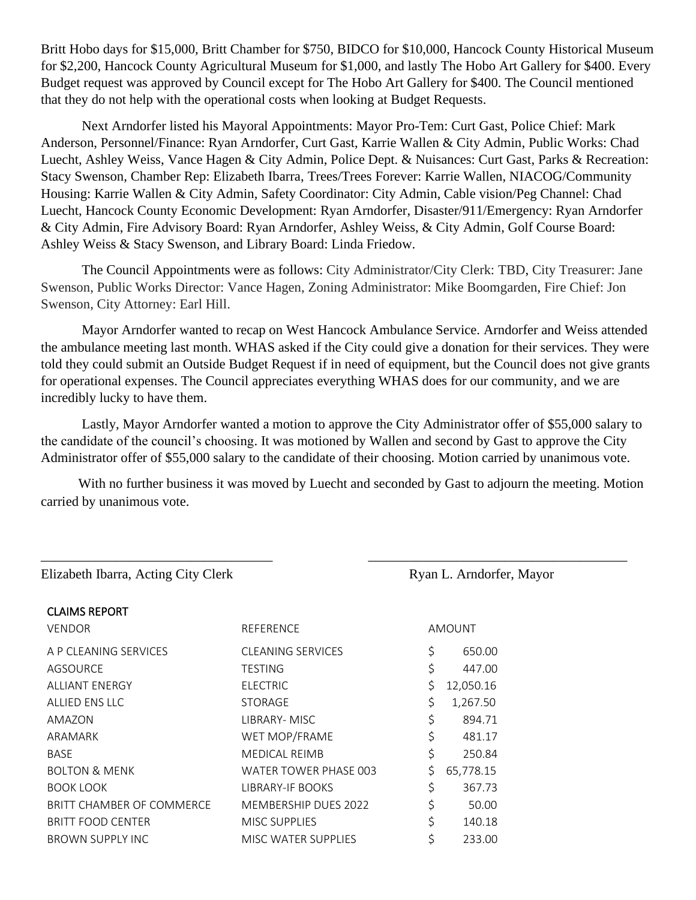Britt Hobo days for $15,000, Britt Chamber for $750, BIDCO for $10,000, Hancock County Historical Museum for $2,200, Hancock County Agricultural Museum for $1,000, and lastly The Hobo Art Gallery for $400. Every Budget request was approved by Council except for The Hobo Art Gallery for $400. The Council mentioned that they do not help with the operational costs when looking at Budget Requests.

Next Arndorfer listed his Mayoral Appointments: Mayor Pro-Tem: Curt Gast, Police Chief: Mark Anderson, Personnel/Finance: Ryan Arndorfer, Curt Gast, Karrie Wallen & City Admin, Public Works: Chad Luecht, Ashley Weiss, Vance Hagen & City Admin, Police Dept. & Nuisances: Curt Gast, Parks & Recreation: Stacy Swenson, Chamber Rep: Elizabeth Ibarra, Trees/Trees Forever: Karrie Wallen, NIACOG/Community Housing: Karrie Wallen & City Admin, Safety Coordinator: City Admin, Cable vision/Peg Channel: Chad Luecht, Hancock County Economic Development: Ryan Arndorfer, Disaster/911/Emergency: Ryan Arndorfer & City Admin, Fire Advisory Board: Ryan Arndorfer, Ashley Weiss, & City Admin, Golf Course Board: Ashley Weiss & Stacy Swenson, and Library Board: Linda Friedow.

The Council Appointments were as follows: City Administrator/City Clerk: TBD, City Treasurer: Jane Swenson, Public Works Director: Vance Hagen, Zoning Administrator: Mike Boomgarden, Fire Chief: Jon Swenson, City Attorney: Earl Hill.

Mayor Arndorfer wanted to recap on West Hancock Ambulance Service. Arndorfer and Weiss attended the ambulance meeting last month. WHAS asked if the City could give a donation for their services. They were told they could submit an Outside Budget Request if in need of equipment, but the Council does not give grants for operational expenses. The Council appreciates everything WHAS does for our community, and we are incredibly lucky to have them.

Lastly, Mayor Arndorfer wanted a motion to approve the City Administrator offer of $55,000 salary to the candidate of the council's choosing. It was motioned by Wallen and second by Gast to approve the City Administrator offer of $55,000 salary to the candidate of their choosing. Motion carried by unanimous vote.

With no further business it was moved by Luecht and seconded by Gast to adjourn the meeting. Motion carried by unanimous vote.

\_\_\_\_\_\_\_\_\_\_\_\_\_\_\_\_\_\_\_\_\_\_\_\_\_\_\_\_\_\_\_\_ \_\_\_\_\_\_\_\_\_\_\_\_\_\_\_\_\_\_\_\_\_\_\_\_\_\_\_\_\_\_\_\_\_\_\_\_

Elizabeth Ibarra, Acting City Clerk — Ryan L. Arndorfer, Mayor

**CLAIMS REPORT**

| VENDOR | REFERENCE | AMOUNT |
|---|---|---|
| A P CLEANING SERVICES | CLEANING SERVICES | $ 650.00 |
| AGSOURCE | TESTING | $ 447.00 |
| ALLIANT ENERGY | ELECTRIC | $ 12,050.16 |
| ALLIED ENS LLC | STORAGE | $ 1,267.50 |
| AMAZON | LIBRARY- MISC | $ 894.71 |
| ARAMARK | WET MOP/FRAME | $ 481.17 |
| BASE | MEDICAL REIMB | $ 250.84 |
| BOLTON & MENK | WATER TOWER PHASE 003 | $ 65,778.15 |
| BOOK LOOK | LIBRARY-IF BOOKS | $ 367.73 |
| BRITT CHAMBER OF COMMERCE | MEMBERSHIP DUES 2022 | $ 50.00 |
| BRITT FOOD CENTER | MISC SUPPLIES | $ 140.18 |
| BROWN SUPPLY INC | MISC WATER SUPPLIES | $ 233.00 |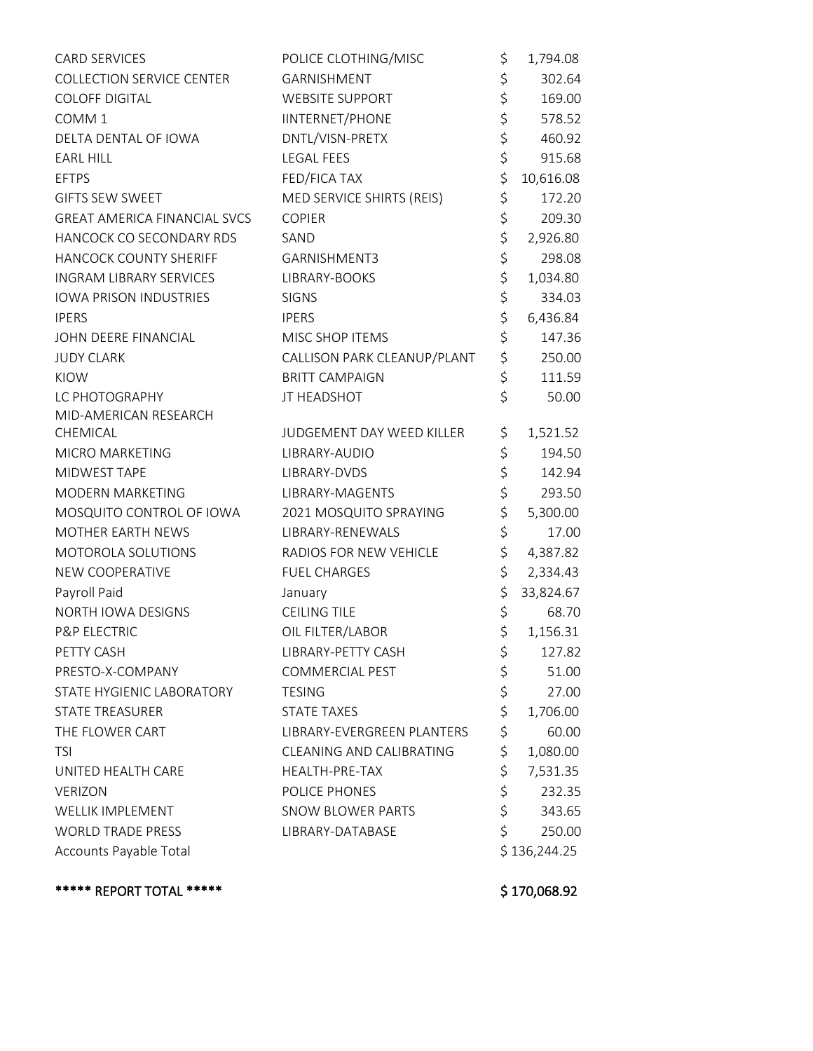| | | |
|---|---|---|
| CARD SERVICES | POLICE CLOTHING/MISC | $ 1,794.08 |
| COLLECTION SERVICE CENTER | GARNISHMENT | $ 302.64 |
| COLOFF DIGITAL | WEBSITE SUPPORT | $ 169.00 |
| COMM 1 | IINTERNET/PHONE | $ 578.52 |
| DELTA DENTAL OF IOWA | DNTL/VISN-PRETX | $ 460.92 |
| EARL HILL | LEGAL FEES | $ 915.68 |
| EFTPS | FED/FICA TAX | $ 10,616.08 |
| GIFTS SEW SWEET | MED SERVICE SHIRTS (REIS) | $ 172.20 |
| GREAT AMERICA FINANCIAL SVCS | COPIER | $ 209.30 |
| HANCOCK CO SECONDARY RDS | SAND | $ 2,926.80 |
| HANCOCK COUNTY SHERIFF | GARNISHMENT3 | $ 298.08 |
| INGRAM LIBRARY SERVICES | LIBRARY-BOOKS | $ 1,034.80 |
| IOWA PRISON INDUSTRIES | SIGNS | $ 334.03 |
| IPERS | IPERS | $ 6,436.84 |
| JOHN DEERE FINANCIAL | MISC SHOP ITEMS | $ 147.36 |
| JUDY CLARK | CALLISON PARK CLEANUP/PLANT | $ 250.00 |
| KIOW | BRITT CAMPAIGN | $ 111.59 |
| LC PHOTOGRAPHY | JT HEADSHOT | $ 50.00 |
| MID-AMERICAN RESEARCH CHEMICAL | JUDGEMENT DAY WEED KILLER | $ 1,521.52 |
| MICRO MARKETING | LIBRARY-AUDIO | $ 194.50 |
| MIDWEST TAPE | LIBRARY-DVDS | $ 142.94 |
| MODERN MARKETING | LIBRARY-MAGENTS | $ 293.50 |
| MOSQUITO CONTROL OF IOWA | 2021 MOSQUITO SPRAYING | $ 5,300.00 |
| MOTHER EARTH NEWS | LIBRARY-RENEWALS | $ 17.00 |
| MOTOROLA SOLUTIONS | RADIOS FOR NEW VEHICLE | $ 4,387.82 |
| NEW COOPERATIVE | FUEL CHARGES | $ 2,334.43 |
| Payroll Paid | January | $ 33,824.67 |
| NORTH IOWA DESIGNS | CEILING TILE | $ 68.70 |
| P&P ELECTRIC | OIL FILTER/LABOR | $ 1,156.31 |
| PETTY CASH | LIBRARY-PETTY CASH | $ 127.82 |
| PRESTO-X-COMPANY | COMMERCIAL PEST | $ 51.00 |
| STATE HYGIENIC LABORATORY | TESING | $ 27.00 |
| STATE TREASURER | STATE TAXES | $ 1,706.00 |
| THE FLOWER CART | LIBRARY-EVERGREEN PLANTERS | $ 60.00 |
| TSI | CLEANING AND CALIBRATING | $ 1,080.00 |
| UNITED HEALTH CARE | HEALTH-PRE-TAX | $ 7,531.35 |
| VERIZON | POLICE PHONES | $ 232.35 |
| WELLIK IMPLEMENT | SNOW BLOWER PARTS | $ 343.65 |
| WORLD TRADE PRESS | LIBRARY-DATABASE | $ 250.00 |
| Accounts Payable Total | | $ 136,244.25 |

**\*\*\*\*\* REPORT TOTAL \*\*\*\*\*** **$ 170,068.92**